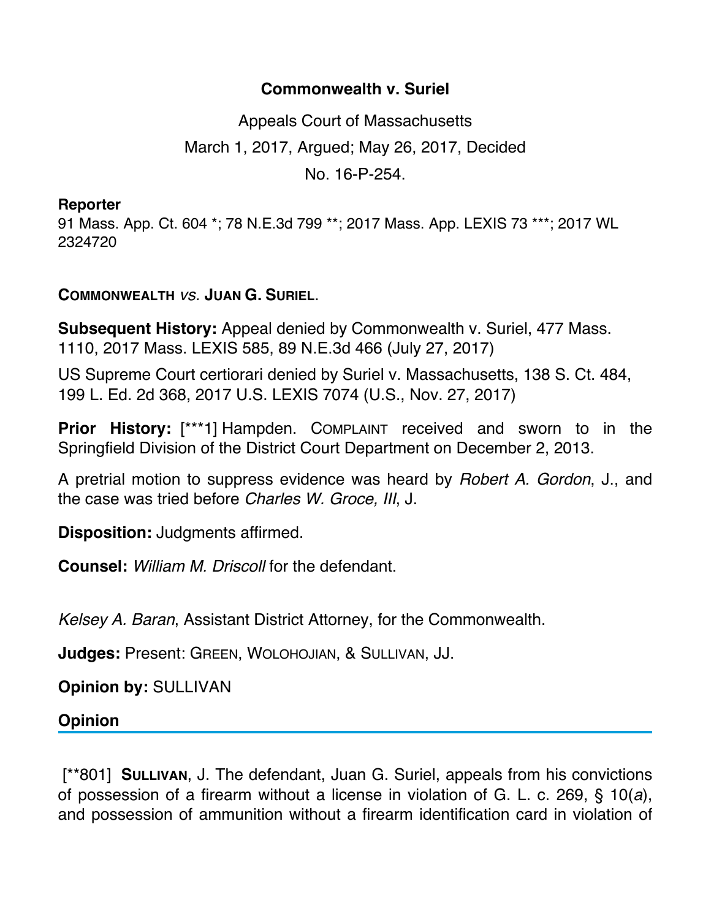# Commonwealth v. Suriel

Appeals Court of Massachusetts

March 1, 2017, Argued; May 26, 2017, Decided

No. 16-P-254.

**Reporter**

91 Mass. App. Ct. 604 *; 78 N.E.3d 799 **; 2017 Mass. App. LEXIS 73 ***; 2017 WL 2324720

**COMMONWEALTH** *vs.* **JUAN G. SURIEL**.

**Subsequent History:** Appeal denied by Commonwealth v. Suriel, 477 Mass. 1110, 2017 Mass. LEXIS 585, 89 N.E.3d 466 (July 27, 2017)

US Supreme Court certiorari denied by Suriel v. Massachusetts, 138 S. Ct. 484, 199 L. Ed. 2d 368, 2017 U.S. LEXIS 7074 (U.S., Nov. 27, 2017)

**Prior History:** [***1] Hampden. COMPLAINT received and sworn to in the Springfield Division of the District Court Department on December 2, 2013.

A pretrial motion to suppress evidence was heard by *Robert A. Gordon*, J., and the case was tried before *Charles W. Groce, III*, J.

**Disposition:** Judgments affirmed.

**Counsel:** *William M. Driscoll* for the defendant.

*Kelsey A. Baran*, Assistant District Attorney, for the Commonwealth.

**Judges:** Present: GREEN, WOLOHOJIAN, & SULLIVAN, JJ.

**Opinion by:** SULLIVAN

## Opinion

[**801] **SULLIVAN**, J. The defendant, Juan G. Suriel, appeals from his convictions of possession of a firearm without a license in violation of G. L. c. 269, § 10(*a*), and possession of ammunition without a firearm identification card in violation of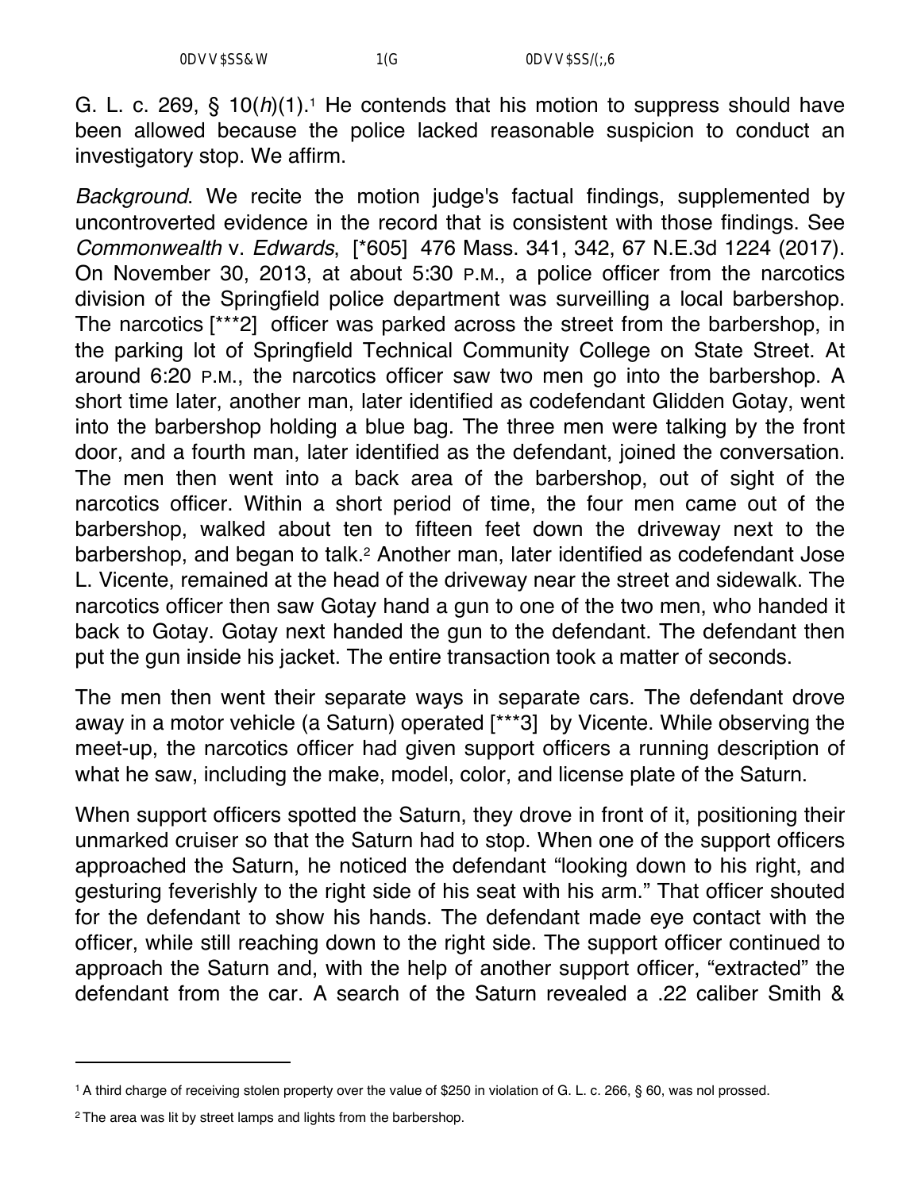G. L. c. 269, § 10(*h*)(1).[1] He contends that his motion to suppress should have been allowed because the police lacked reasonable suspicion to conduct an investigatory stop. We affirm.

*Background*. We recite the motion judge's factual findings, supplemented by uncontroverted evidence in the record that is consistent with those findings. See *Commonwealth* v. *Edwards*, [*605] 476 Mass. 341, 342, 67 N.E.3d 1224 (2017). On November 30, 2013, at about 5:30 P.M., a police officer from the narcotics division of the Springfield police department was surveilling a local barbershop. The narcotics [***2] officer was parked across the street from the barbershop, in the parking lot of Springfield Technical Community College on State Street. At around 6:20 P.M., the narcotics officer saw two men go into the barbershop. A short time later, another man, later identified as codefendant Glidden Gotay, went into the barbershop holding a blue bag. The three men were talking by the front door, and a fourth man, later identified as the defendant, joined the conversation. The men then went into a back area of the barbershop, out of sight of the narcotics officer. Within a short period of time, the four men came out of the barbershop, walked about ten to fifteen feet down the driveway next to the barbershop, and began to talk.[2] Another man, later identified as codefendant Jose L. Vicente, remained at the head of the driveway near the street and sidewalk. The narcotics officer then saw Gotay hand a gun to one of the two men, who handed it back to Gotay. Gotay next handed the gun to the defendant. The defendant then put the gun inside his jacket. The entire transaction took a matter of seconds.

The men then went their separate ways in separate cars. The defendant drove away in a motor vehicle (a Saturn) operated [***3] by Vicente. While observing the meet-up, the narcotics officer had given support officers a running description of what he saw, including the make, model, color, and license plate of the Saturn.

When support officers spotted the Saturn, they drove in front of it, positioning their unmarked cruiser so that the Saturn had to stop. When one of the support officers approached the Saturn, he noticed the defendant "looking down to his right, and gesturing feverishly to the right side of his seat with his arm." That officer shouted for the defendant to show his hands. The defendant made eye contact with the officer, while still reaching down to the right side. The support officer continued to approach the Saturn and, with the help of another support officer, "extracted" the defendant from the car. A search of the Saturn revealed a .22 caliber Smith &

---

[1] A third charge of receiving stolen property over the value of $250 in violation of G. L. c. 266, § 60, was nol prossed.

[2] The area was lit by street lamps and lights from the barbershop.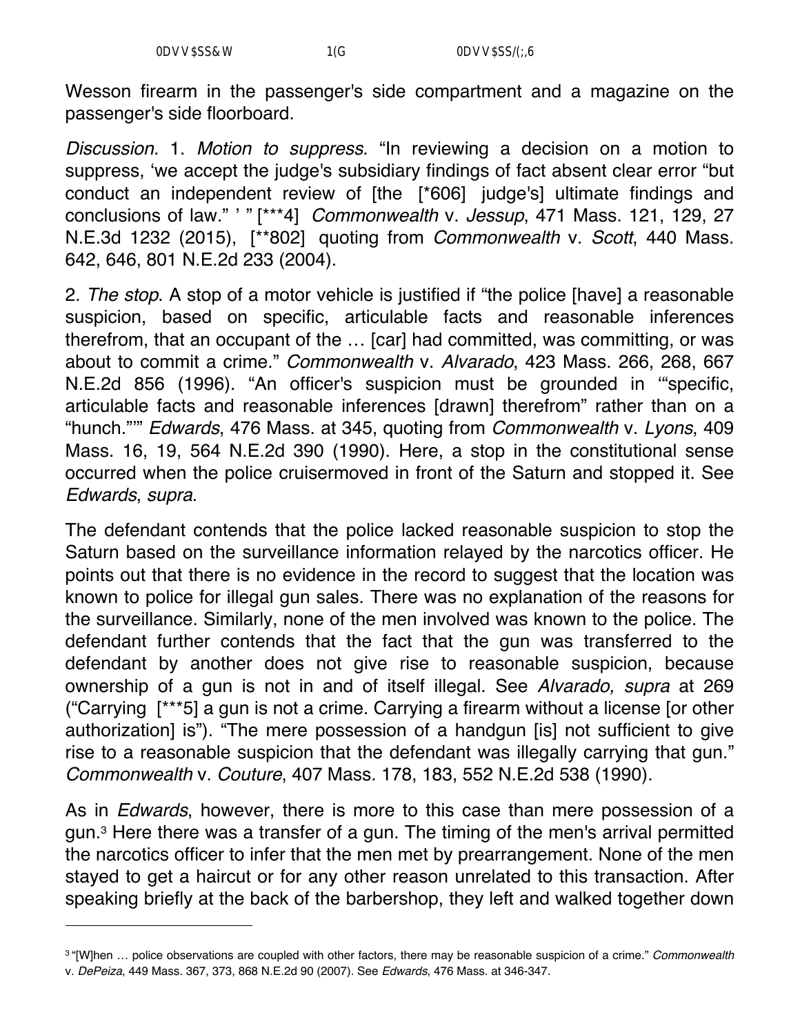Wesson firearm in the passenger's side compartment and a magazine on the passenger's side floorboard.

*Discussion.* 1. *Motion to suppress*. "In reviewing a decision on a motion to suppress, 'we accept the judge's subsidiary findings of fact absent clear error "but conduct an independent review of [the [*606] judge's] ultimate findings and conclusions of law." ' " [***4] *Commonwealth* v. *Jessup*, 471 Mass. 121, 129, 27 N.E.3d 1232 (2015), [**802] quoting from *Commonwealth* v. *Scott*, 440 Mass. 642, 646, 801 N.E.2d 233 (2004).

2. *The stop*. A stop of a motor vehicle is justified if "the police [have] a reasonable suspicion, based on specific, articulable facts and reasonable inferences therefrom, that an occupant of the … [car] had committed, was committing, or was about to commit a crime." *Commonwealth* v. *Alvarado*, 423 Mass. 266, 268, 667 N.E.2d 856 (1996). "An officer's suspicion must be grounded in '"specific, articulable facts and reasonable inferences [drawn] therefrom" rather than on a "hunch."'" *Edwards*, 476 Mass. at 345, quoting from *Commonwealth* v. *Lyons*, 409 Mass. 16, 19, 564 N.E.2d 390 (1990). Here, a stop in the constitutional sense occurred when the police cruisermoved in front of the Saturn and stopped it. See *Edwards*, *supra*.

The defendant contends that the police lacked reasonable suspicion to stop the Saturn based on the surveillance information relayed by the narcotics officer. He points out that there is no evidence in the record to suggest that the location was known to police for illegal gun sales. There was no explanation of the reasons for the surveillance. Similarly, none of the men involved was known to the police. The defendant further contends that the fact that the gun was transferred to the defendant by another does not give rise to reasonable suspicion, because ownership of a gun is not in and of itself illegal. See *Alvarado, supra* at 269 ("Carrying [***5] a gun is not a crime. Carrying a firearm without a license [or other authorization] is"). "The mere possession of a handgun [is] not sufficient to give rise to a reasonable suspicion that the defendant was illegally carrying that gun." *Commonwealth* v. *Couture*, 407 Mass. 178, 183, 552 N.E.2d 538 (1990).

As in *Edwards*, however, there is more to this case than mere possession of a gun.[3] Here there was a transfer of a gun. The timing of the men's arrival permitted the narcotics officer to infer that the men met by prearrangement. None of the men stayed to get a haircut or for any other reason unrelated to this transaction. After speaking briefly at the back of the barbershop, they left and walked together down

---

[3] "[W]hen … police observations are coupled with other factors, there may be reasonable suspicion of a crime." *Commonwealth* v. *DePeiza*, 449 Mass. 367, 373, 868 N.E.2d 90 (2007). See *Edwards*, 476 Mass. at 346-347.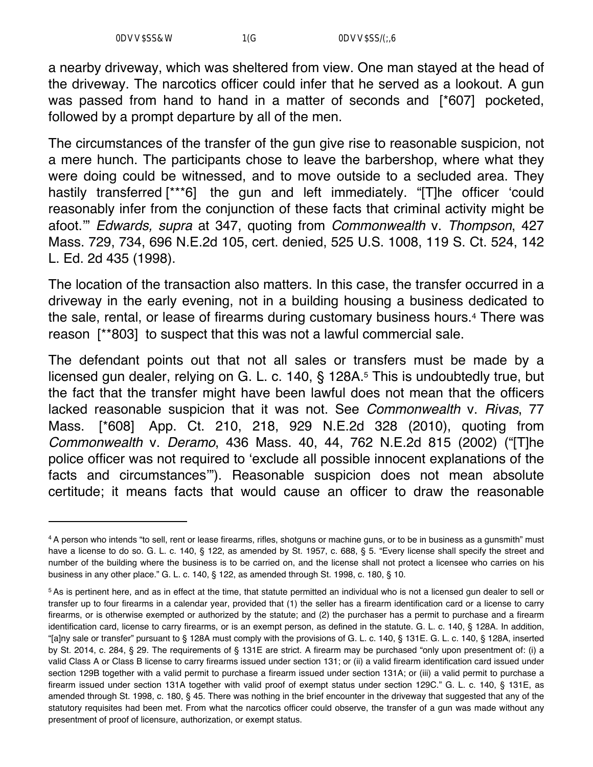a nearby driveway, which was sheltered from view. One man stayed at the head of the driveway. The narcotics officer could infer that he served as a lookout. A gun was passed from hand to hand in a matter of seconds and [*607] pocketed, followed by a prompt departure by all of the men.

The circumstances of the transfer of the gun give rise to reasonable suspicion, not a mere hunch. The participants chose to leave the barbershop, where what they were doing could be witnessed, and to move outside to a secluded area. They hastily transferred [***6] the gun and left immediately. "[T]he officer 'could reasonably infer from the conjunction of these facts that criminal activity might be afoot.'" *Edwards, supra* at 347, quoting from *Commonwealth* v. *Thompson*, 427 Mass. 729, 734, 696 N.E.2d 105, cert. denied, 525 U.S. 1008, 119 S. Ct. 524, 142 L. Ed. 2d 435 (1998).

The location of the transaction also matters. In this case, the transfer occurred in a driveway in the early evening, not in a building housing a business dedicated to the sale, rental, or lease of firearms during customary business hours.[4] There was reason [**803] to suspect that this was not a lawful commercial sale.

The defendant points out that not all sales or transfers must be made by a licensed gun dealer, relying on G. L. c. 140, § 128A.[5] This is undoubtedly true, but the fact that the transfer might have been lawful does not mean that the officers lacked reasonable suspicion that it was not. See *Commonwealth* v. *Rivas*, 77 Mass. [*608] App. Ct. 210, 218, 929 N.E.2d 328 (2010), quoting from *Commonwealth* v. *Deramo*, 436 Mass. 40, 44, 762 N.E.2d 815 (2002) ("[T]he police officer was not required to 'exclude all possible innocent explanations of the facts and circumstances'"). Reasonable suspicion does not mean absolute certitude; it means facts that would cause an officer to draw the reasonable

---

[4] A person who intends "to sell, rent or lease firearms, rifles, shotguns or machine guns, or to be in business as a gunsmith" must have a license to do so. G. L. c. 140, § 122, as amended by St. 1957, c. 688, § 5. "Every license shall specify the street and number of the building where the business is to be carried on, and the license shall not protect a licensee who carries on his business in any other place." G. L. c. 140, § 122, as amended through St. 1998, c. 180, § 10.

[5] As is pertinent here, and as in effect at the time, that statute permitted an individual who is not a licensed gun dealer to sell or transfer up to four firearms in a calendar year, provided that (1) the seller has a firearm identification card or a license to carry firearms, or is otherwise exempted or authorized by the statute; and (2) the purchaser has a permit to purchase and a firearm identification card, license to carry firearms, or is an exempt person, as defined in the statute. G. L. c. 140, § 128A. In addition, "[a]ny sale or transfer" pursuant to § 128A must comply with the provisions of G. L. c. 140, § 131E. G. L. c. 140, § 128A, inserted by St. 2014, c. 284, § 29. The requirements of § 131E are strict. A firearm may be purchased "only upon presentment of: (i) a valid Class A or Class B license to carry firearms issued under section 131; or (ii) a valid firearm identification card issued under section 129B together with a valid permit to purchase a firearm issued under section 131A; or (iii) a valid permit to purchase a firearm issued under section 131A together with valid proof of exempt status under section 129C." G. L. c. 140, § 131E, as amended through St. 1998, c. 180, § 45. There was nothing in the brief encounter in the driveway that suggested that any of the statutory requisites had been met. From what the narcotics officer could observe, the transfer of a gun was made without any presentment of proof of licensure, authorization, or exempt status.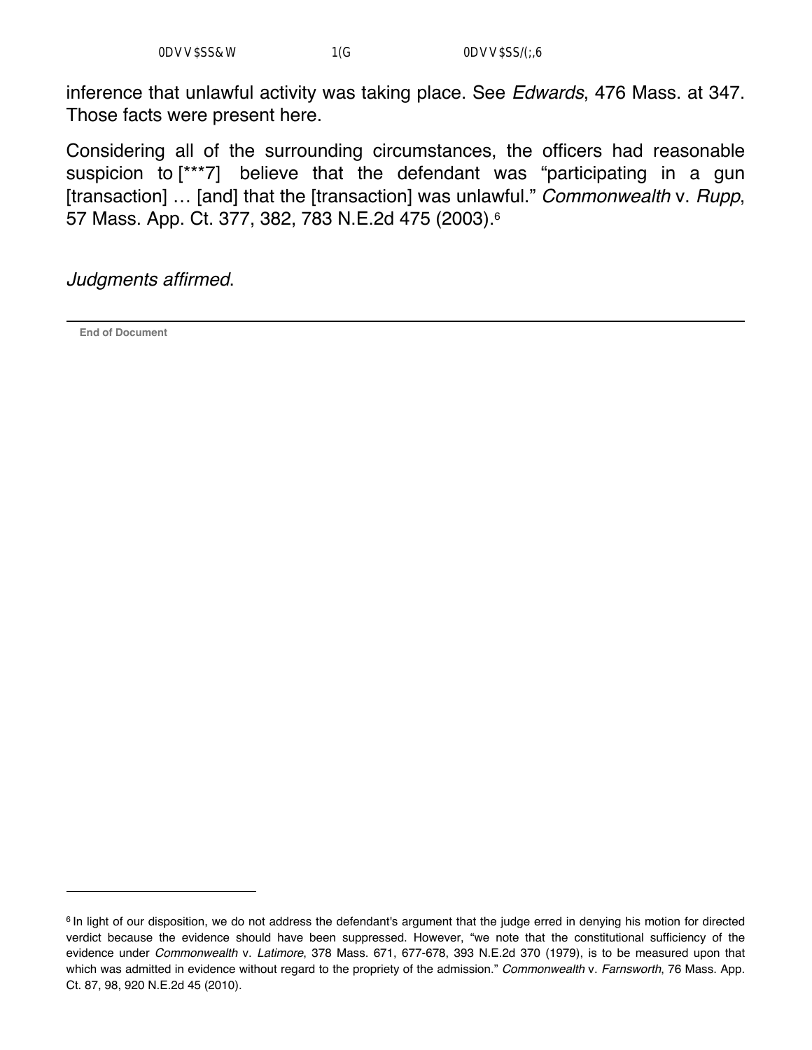inference that unlawful activity was taking place. See *Edwards*, 476 Mass. at 347. Those facts were present here.

Considering all of the surrounding circumstances, the officers had reasonable suspicion to [***7] believe that the defendant was “participating in a gun [transaction] … [and] that the [transaction] was unlawful.” *Commonwealth* v. *Rupp*, 57 Mass. App. Ct. 377, 382, 783 N.E.2d 475 (2003).[6]

*Judgments affirmed*.

---

End of Document

---

[6] In light of our disposition, we do not address the defendant's argument that the judge erred in denying his motion for directed verdict because the evidence should have been suppressed. However, “we note that the constitutional sufficiency of the evidence under *Commonwealth* v. *Latimore*, 378 Mass. 671, 677-678, 393 N.E.2d 370 (1979), is to be measured upon that which was admitted in evidence without regard to the propriety of the admission.” *Commonwealth* v. *Farnsworth*, 76 Mass. App. Ct. 87, 98, 920 N.E.2d 45 (2010).